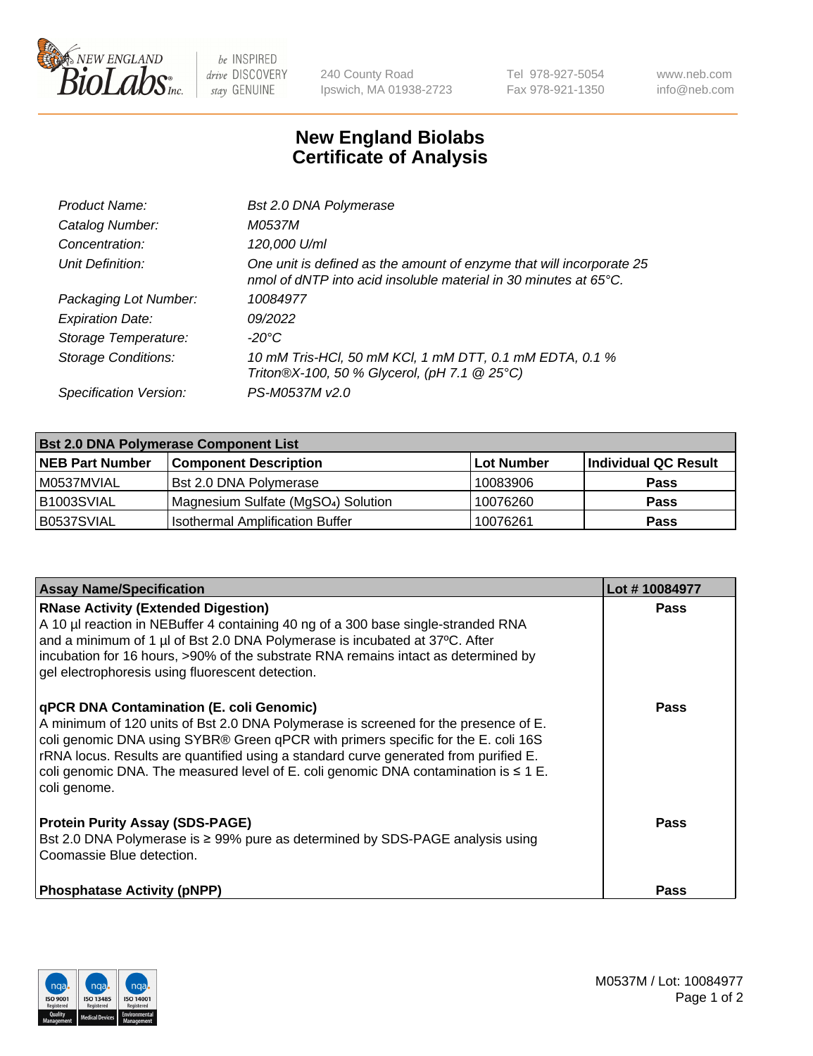# New England Biolabs
# Certificate of Analysis

| | |
|---|---|
| *Product Name:* | *Bst 2.0 DNA Polymerase* |
| *Catalog Number:* | *M0537M* |
| *Concentration:* | *120,000 U/ml* |
| *Unit Definition:* | *One unit is defined as the amount of enzyme that will incorporate 25 nmol of dNTP into acid insoluble material in 30 minutes at 65°C.* |
| *Packaging Lot Number:* | *10084977* |
| *Expiration Date:* | *09/2022* |
| *Storage Temperature:* | *-20°C* |
| *Storage Conditions:* | *10 mM Tris-HCl, 50 mM KCl, 1 mM DTT, 0.1 mM EDTA, 0.1 % Triton®X-100, 50 % Glycerol, (pH 7.1 @ 25°C)* |
| *Specification Version:* | *PS-M0537M v2.0* |

| **Bst 2.0 DNA Polymerase Component List** | | | |
|---|---|---|---|
| **NEB Part Number** | **Component Description** | **Lot Number** | **Individual QC Result** |
| M0537MVIAL | Bst 2.0 DNA Polymerase | 10083906 | **Pass** |
| B1003SVIAL | Magnesium Sulfate ($MgSO_4$) Solution | 10076260 | **Pass** |
| B0537SVIAL | Isothermal Amplification Buffer | 10076261 | **Pass** |

| **Assay Name/Specification** | **Lot # 10084977** |
|---|---|
| **RNase Activity (Extended Digestion)**<br>A 10 µl reaction in NEBuffer 4 containing 40 ng of a 300 base single-stranded RNA and a minimum of 1 µl of Bst 2.0 DNA Polymerase is incubated at 37ºC. After incubation for 16 hours, >90% of the substrate RNA remains intact as determined by gel electrophoresis using fluorescent detection. | **Pass** |
| **qPCR DNA Contamination (E. coli Genomic)**<br>A minimum of 120 units of Bst 2.0 DNA Polymerase is screened for the presence of E. coli genomic DNA using SYBR® Green qPCR with primers specific for the E. coli 16S rRNA locus. Results are quantified using a standard curve generated from purified E. coli genomic DNA. The measured level of E. coli genomic DNA contamination is ≤ 1 E. coli genome. | **Pass** |
| **Protein Purity Assay (SDS-PAGE)**<br>Bst 2.0 DNA Polymerase is ≥ 99% pure as determined by SDS-PAGE analysis using Coomassie Blue detection. | **Pass** |
| **Phosphatase Activity (pNPP)** | **Pass** |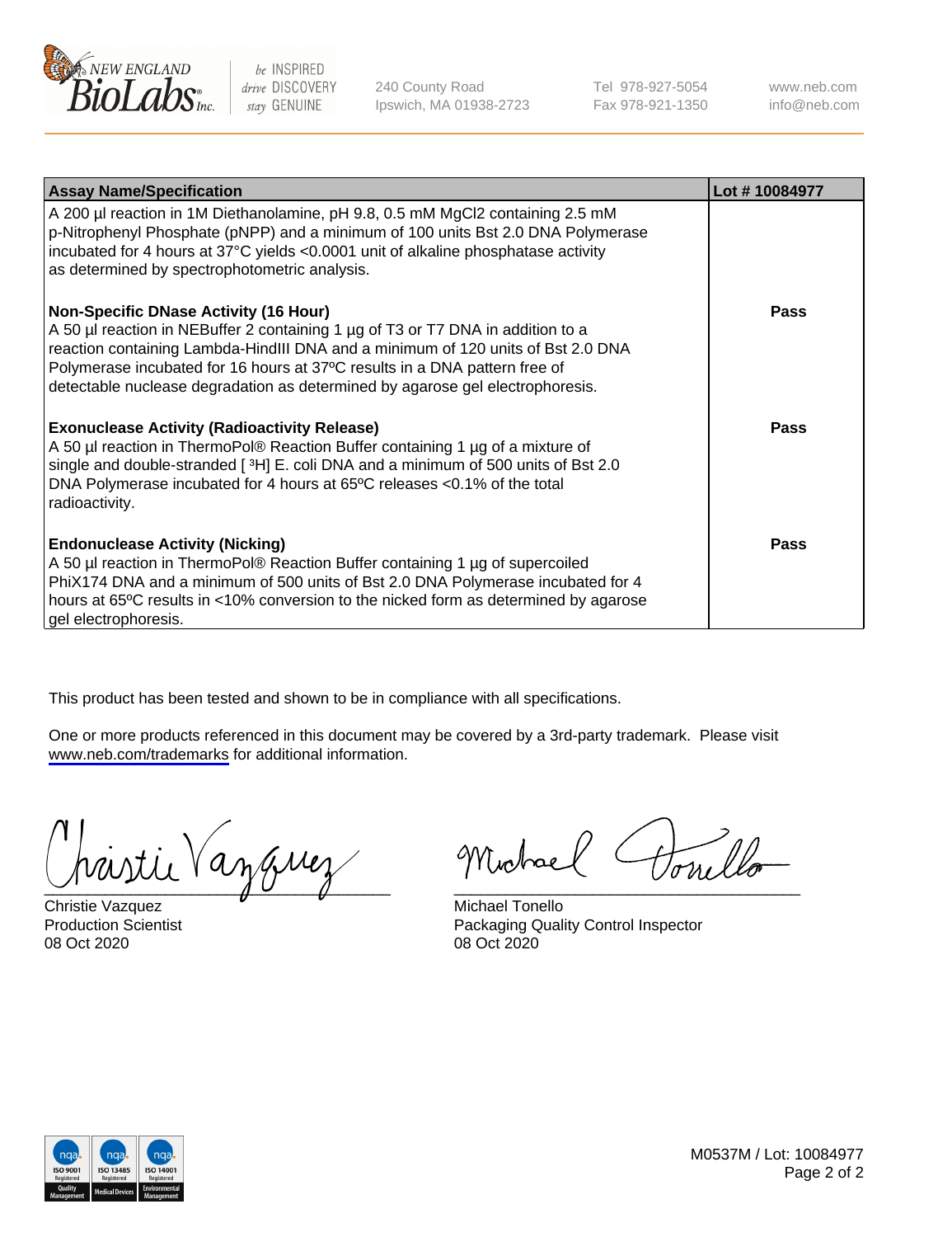**NEW ENGLAND BioLabs® Inc.** be INSPIRED drive DISCOVERY stay GENUINE

240 County Road
Ipswich, MA 01938-2723

Tel 978-927-5054
Fax 978-921-1350

www.neb.com
info@neb.com

| Assay Name/Specification | Lot # 10084977 |
| --- | --- |
| A 200 µl reaction in 1M Diethanolamine, pH 9.8, 0.5 mM MgCl2 containing 2.5 mM p-Nitrophenyl Phosphate (pNPP) and a minimum of 100 units Bst 2.0 DNA Polymerase incubated for 4 hours at 37°C yields <0.0001 unit of alkaline phosphatase activity as determined by spectrophotometric analysis. | |
| **Non-Specific DNase Activity (16 Hour)**<br>A 50 µl reaction in NEBuffer 2 containing 1 µg of T3 or T7 DNA in addition to a reaction containing Lambda-HindIII DNA and a minimum of 120 units of Bst 2.0 DNA Polymerase incubated for 16 hours at 37ºC results in a DNA pattern free of detectable nuclease degradation as determined by agarose gel electrophoresis. | **Pass** |
| **Exonuclease Activity (Radioactivity Release)**<br>A 50 µl reaction in ThermoPol® Reaction Buffer containing 1 µg of a mixture of single and double-stranded [$^3$H] E. coli DNA and a minimum of 500 units of Bst 2.0 DNA Polymerase incubated for 4 hours at 65ºC releases <0.1% of the total radioactivity. | **Pass** |
| **Endonuclease Activity (Nicking)**<br>A 50 µl reaction in ThermoPol® Reaction Buffer containing 1 µg of supercoiled PhiX174 DNA and a minimum of 500 units of Bst 2.0 DNA Polymerase incubated for 4 hours at 65ºC results in <10% conversion to the nicked form as determined by agarose gel electrophoresis. | **Pass** |

This product has been tested and shown to be in compliance with all specifications.

One or more products referenced in this document may be covered by a 3rd-party trademark. Please visit www.neb.com/trademarks for additional information.

Christie Vazquez
Production Scientist
08 Oct 2020

Michael Tonello
Packaging Quality Control Inspector
08 Oct 2020

M0537M / Lot: 10084977